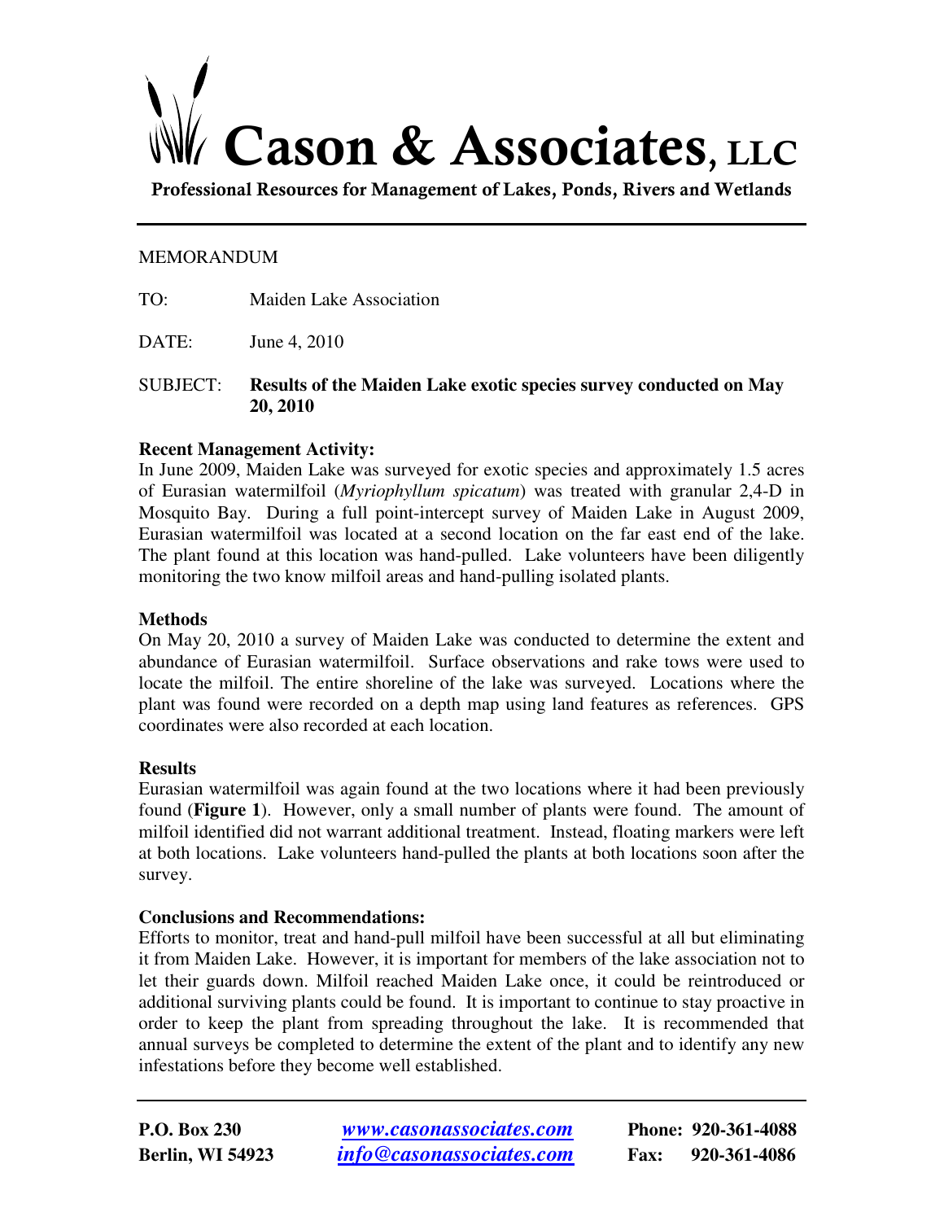# Cason & Associates, LLC

**Professional Resources for Management of Lakes, Ponds, Rivers and Wetlands**

MEMORANDUM

TO: Maiden Lake Association

DATE: June 4, 2010

SUBJECT: **Results of the Maiden Lake exotic species survey conducted on May 20, 2010**

**Recent Management Activity:**

In June 2009, Maiden Lake was surveyed for exotic species and approximately 1.5 acres of Eurasian watermilfoil (*Myriophyllum spicatum*) was treated with granular 2,4-D in Mosquito Bay. During a full point-intercept survey of Maiden Lake in August 2009, Eurasian watermilfoil was located at a second location on the far east end of the lake. The plant found at this location was hand-pulled. Lake volunteers have been diligently monitoring the two know milfoil areas and hand-pulling isolated plants.

**Methods**

On May 20, 2010 a survey of Maiden Lake was conducted to determine the extent and abundance of Eurasian watermilfoil. Surface observations and rake tows were used to locate the milfoil. The entire shoreline of the lake was surveyed. Locations where the plant was found were recorded on a depth map using land features as references. GPS coordinates were also recorded at each location.

**Results**

Eurasian watermilfoil was again found at the two locations where it had been previously found (**Figure 1**). However, only a small number of plants were found. The amount of milfoil identified did not warrant additional treatment. Instead, floating markers were left at both locations. Lake volunteers hand-pulled the plants at both locations soon after the survey.

**Conclusions and Recommendations:**

Efforts to monitor, treat and hand-pull milfoil have been successful at all but eliminating it from Maiden Lake. However, it is important for members of the lake association not to let their guards down. Milfoil reached Maiden Lake once, it could be reintroduced or additional surviving plants could be found. It is important to continue to stay proactive in order to keep the plant from spreading throughout the lake. It is recommended that annual surveys be completed to determine the extent of the plant and to identify any new infestations before they become well established.

**P.O. Box 230**
**Berlin, WI 54923**

***www.casonassociates.com***
***info@casonassociates.com***

**Phone: 920-361-4088**
**Fax: 920-361-4086**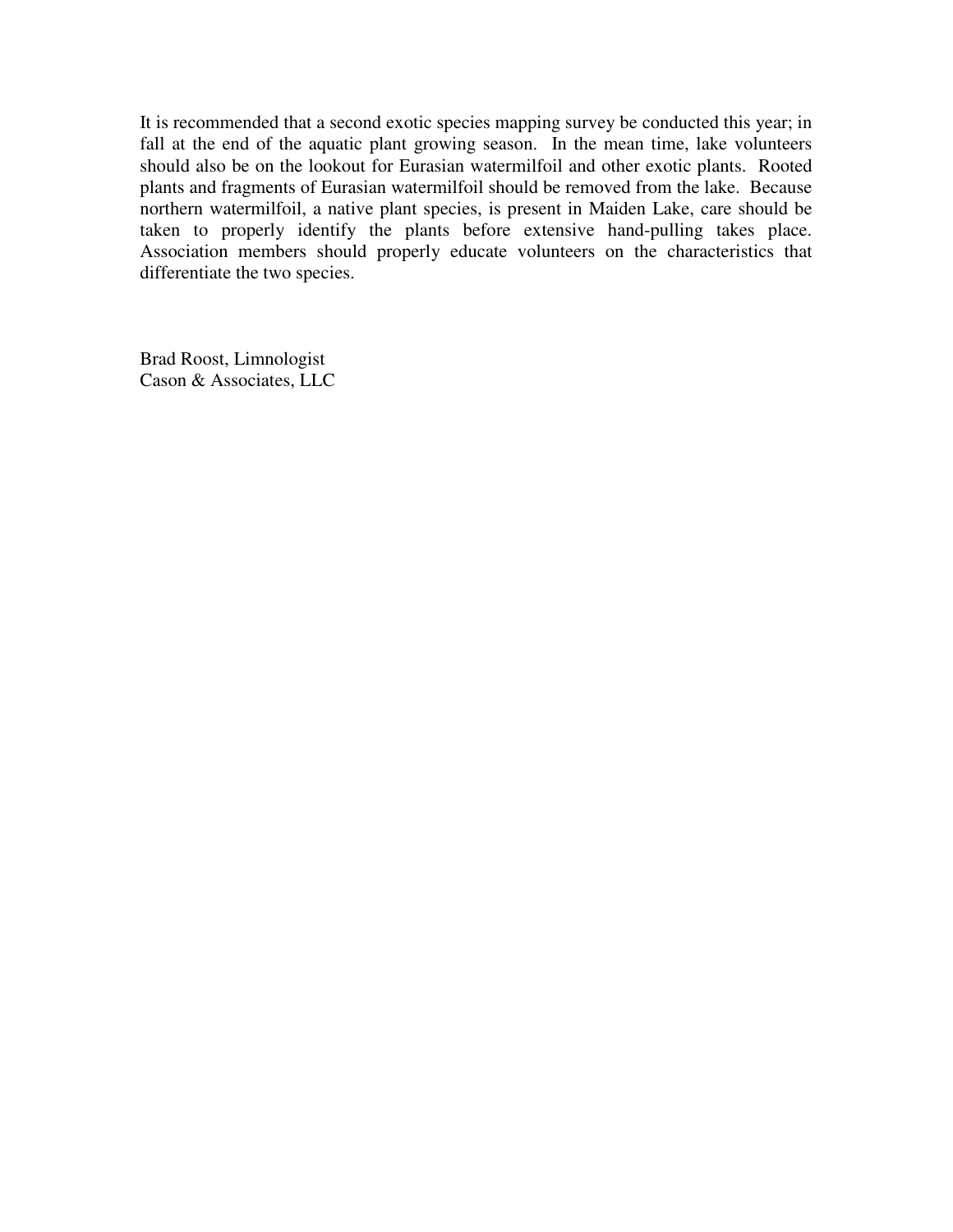It is recommended that a second exotic species mapping survey be conducted this year; in fall at the end of the aquatic plant growing season. In the mean time, lake volunteers should also be on the lookout for Eurasian watermilfoil and other exotic plants. Rooted plants and fragments of Eurasian watermilfoil should be removed from the lake. Because northern watermilfoil, a native plant species, is present in Maiden Lake, care should be taken to properly identify the plants before extensive hand-pulling takes place. Association members should properly educate volunteers on the characteristics that differentiate the two species.

Brad Roost, Limnologist  
Cason & Associates, LLC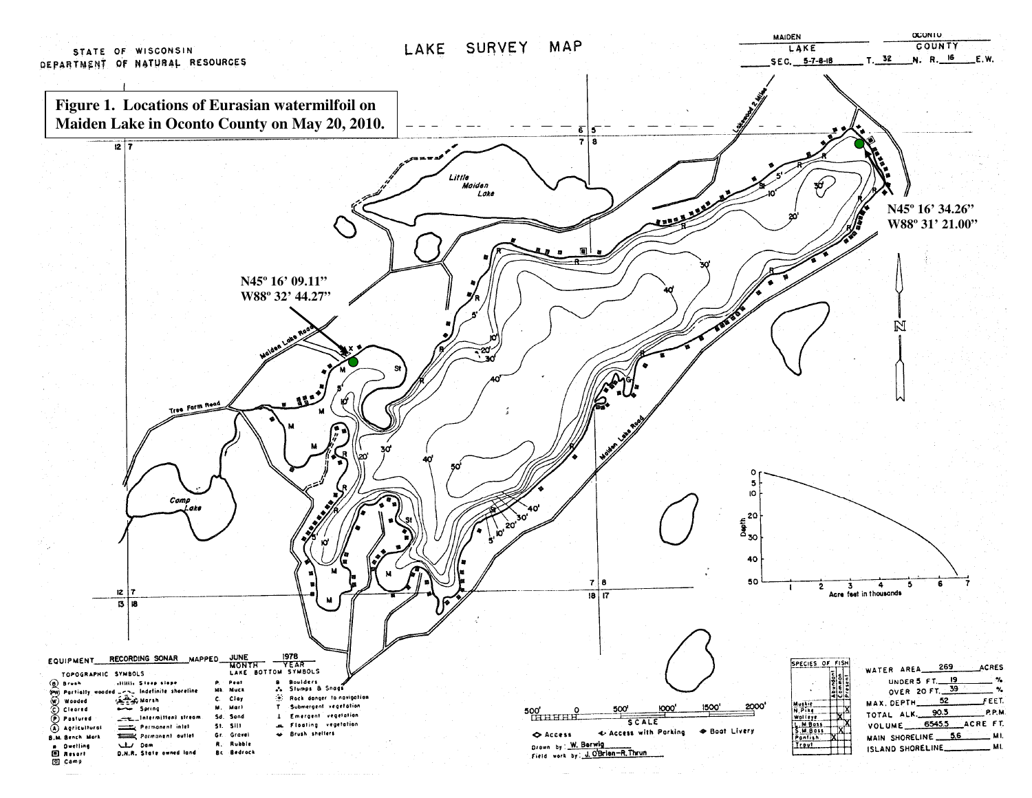STATE OF WISCONSIN
DEPARTMENT OF NATURAL RESOURCES

# LAKE SURVEY MAP

MAIDEN LAKE — OCONTO COUNTY

SEC. 5-7-8-18 T. 32 N. R. 16 E.W.

**Figure 1. Locations of Eurasian watermilfoil on Maiden Lake in Oconto County on May 20, 2010.**

N45º 16' 34.26"
W88º 31' 21.00"

N45º 16' 09.11"
W88º 32' 44.27"

Little Maiden Lake

Camp Lake

Maiden Lake Road

Tree Farm Road

Lakewood 2 Miles

Depth

Acre feet in thousands

EQUIPMENT RECORDING SONAR MAPPED JUNE 1978

| TOPOGRAPHIC SYMBOLS | | LAKE BOTTOM SYMBOLS | |
|---|---|---|---|
| B Brush | Steep slope | P. Peat | B Boulders |
| Partially wooded | Indefinite shoreline | Mk. Muck | Stumps & Snags |
| W Wooded | Marsh | C. Clay | Rock danger to navigation |
| C Cleared | Spring | M. Marl | T Submergent vegetation |
| P Pastured | Intermittent stream | Sd. Sand | Emergent vegetation |
| A Agricultural | Permanent inlet | St. Silt | Floating vegetation |
| B.M. Bench Mark | Permanent outlet | Gr. Gravel | Brush shelters |
| Dwelling | Dam | R. Rubble | |
| Resort | D.N.R. State owned land | Bc. Bedrock | |
| Camp | | | |

SCALE 500' 0 500' 1000' 1500' 2000'

Access — Access with Parking — Boat Livery

Drawn by: W. Berwig
Field work by: J. O'Brien—R. Thrun

| SPECIES OF FISH | Abundant | Common | Present |
|---|---|---|---|
| Muskie | | | |
| N. Pike | | | X |
| Walleye | | X | |
| L.M.Bass | | | X |
| S.M.Bass | | X | |
| Panfish | X | | |
| Trout | | | |

WATER AREA 269 ACRES
UNDER 5 FT. 19 %
OVER 20 FT. 39 %
MAX. DEPTH 52 FEET
TOTAL ALK. 90.3 P.P.M.
VOLUME 6545.5 ACRE FT.
MAIN SHORELINE 5.6 MI.
ISLAND SHORELINE MI.